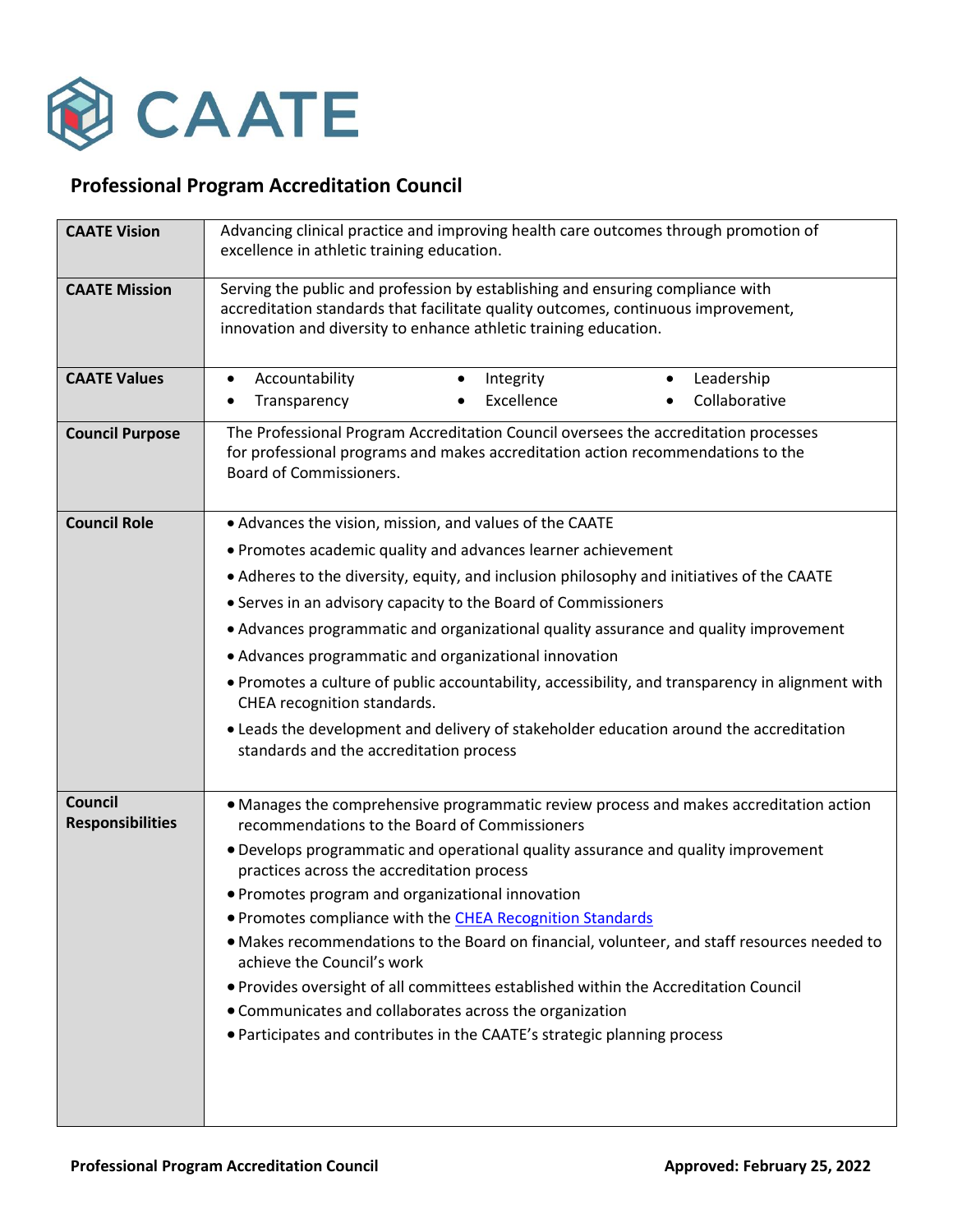CAATE

## Professional Program Accreditation Council

| | |
|---|---|
| **CAATE Vision** | Advancing clinical practice and improving health care outcomes through promotion of excellence in athletic training education. |
| **CAATE Mission** | Serving the public and profession by establishing and ensuring compliance with accreditation standards that facilitate quality outcomes, continuous improvement, innovation and diversity to enhance athletic training education. |
| **CAATE Values** | • Accountability • Integrity • Leadership • Transparency • Excellence • Collaborative |
| **Council Purpose** | The Professional Program Accreditation Council oversees the accreditation processes for professional programs and makes accreditation action recommendations to the Board of Commissioners. |
| **Council Role** | • Advances the vision, mission, and values of the CAATE<br>• Promotes academic quality and advances learner achievement<br>• Adheres to the diversity, equity, and inclusion philosophy and initiatives of the CAATE<br>• Serves in an advisory capacity to the Board of Commissioners<br>• Advances programmatic and organizational quality assurance and quality improvement<br>• Advances programmatic and organizational innovation<br>• Promotes a culture of public accountability, accessibility, and transparency in alignment with CHEA recognition standards.<br>• Leads the development and delivery of stakeholder education around the accreditation standards and the accreditation process |
| **Council Responsibilities** | • Manages the comprehensive programmatic review process and makes accreditation action recommendations to the Board of Commissioners<br>• Develops programmatic and operational quality assurance and quality improvement practices across the accreditation process<br>• Promotes program and organizational innovation<br>• Promotes compliance with the CHEA Recognition Standards<br>• Makes recommendations to the Board on financial, volunteer, and staff resources needed to achieve the Council's work<br>• Provides oversight of all committees established within the Accreditation Council<br>• Communicates and collaborates across the organization<br>• Participates and contributes in the CAATE's strategic planning process |

**Professional Program Accreditation Council** **Approved: February 25, 2022**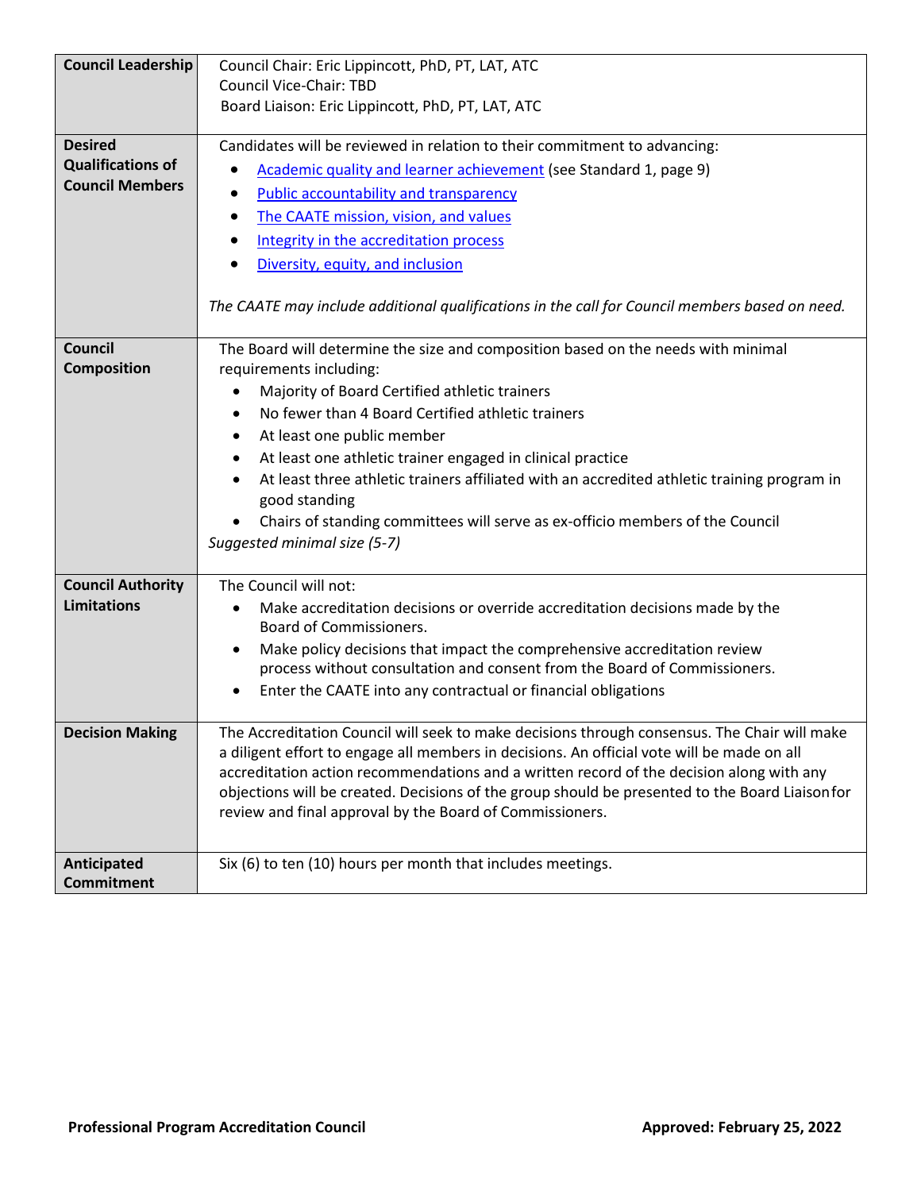| | |
|---|---|
| **Council Leadership** | Council Chair: Eric Lippincott, PhD, PT, LAT, ATC<br>Council Vice-Chair: TBD<br>Board Liaison: Eric Lippincott, PhD, PT, LAT, ATC |
| **Desired Qualifications of Council Members** | Candidates will be reviewed in relation to their commitment to advancing:<br>• Academic quality and learner achievement (see Standard 1, page 9)<br>• Public accountability and transparency<br>• The CAATE mission, vision, and values<br>• Integrity in the accreditation process<br>• Diversity, equity, and inclusion<br><br>*The CAATE may include additional qualifications in the call for Council members based on need.* |
| **Council Composition** | The Board will determine the size and composition based on the needs with minimal requirements including:<br>• Majority of Board Certified athletic trainers<br>• No fewer than 4 Board Certified athletic trainers<br>• At least one public member<br>• At least one athletic trainer engaged in clinical practice<br>• At least three athletic trainers affiliated with an accredited athletic training program in good standing<br>• Chairs of standing committees will serve as ex-officio members of the Council<br>*Suggested minimal size (5-7)* |
| **Council Authority Limitations** | The Council will not:<br>• Make accreditation decisions or override accreditation decisions made by the Board of Commissioners.<br>• Make policy decisions that impact the comprehensive accreditation review process without consultation and consent from the Board of Commissioners.<br>• Enter the CAATE into any contractual or financial obligations |
| **Decision Making** | The Accreditation Council will seek to make decisions through consensus. The Chair will make a diligent effort to engage all members in decisions. An official vote will be made on all accreditation action recommendations and a written record of the decision along with any objections will be created. Decisions of the group should be presented to the Board Liaison for review and final approval by the Board of Commissioners. |
| **Anticipated Commitment** | Six (6) to ten (10) hours per month that includes meetings. |

**Professional Program Accreditation Council** **Approved: February 25, 2022**